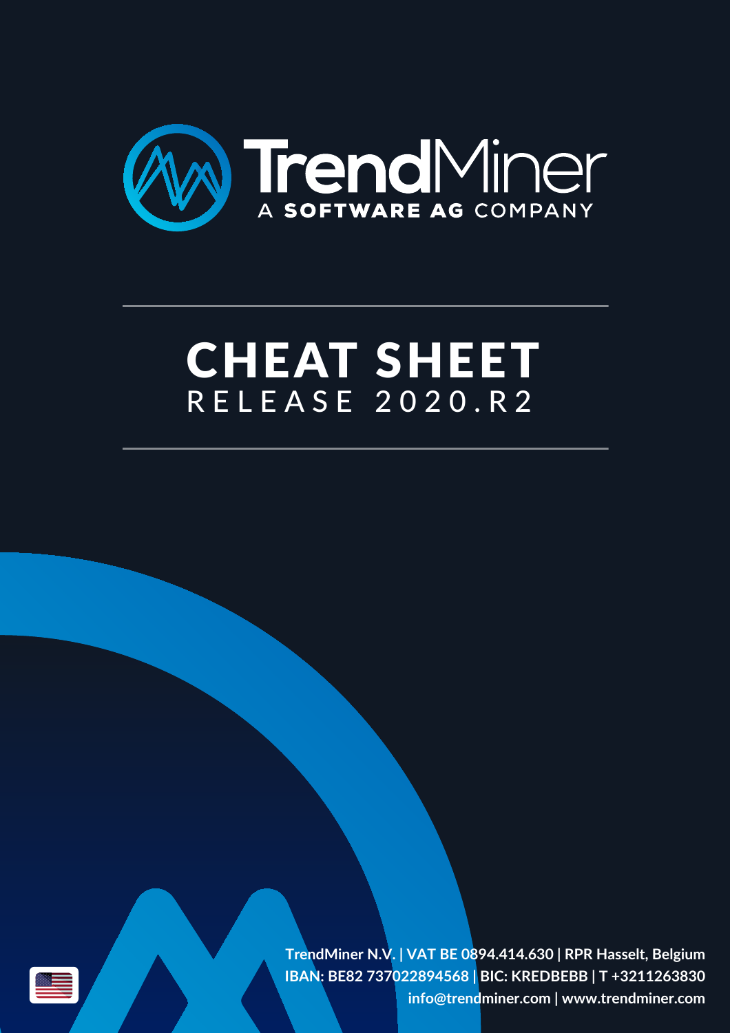TrendMiner

A SOFTWARE AG COMPANY

# CHEAT SHEET

## RELEASE 2020.R2

**TrendMiner N.V. | VAT BE 0894.414.630 | RPR Hasselt, Belgium**
**IBAN: BE82 737022894568 | BIC: KREDBEBB | T +3211263830**
**info@trendminer.com | www.trendminer.com**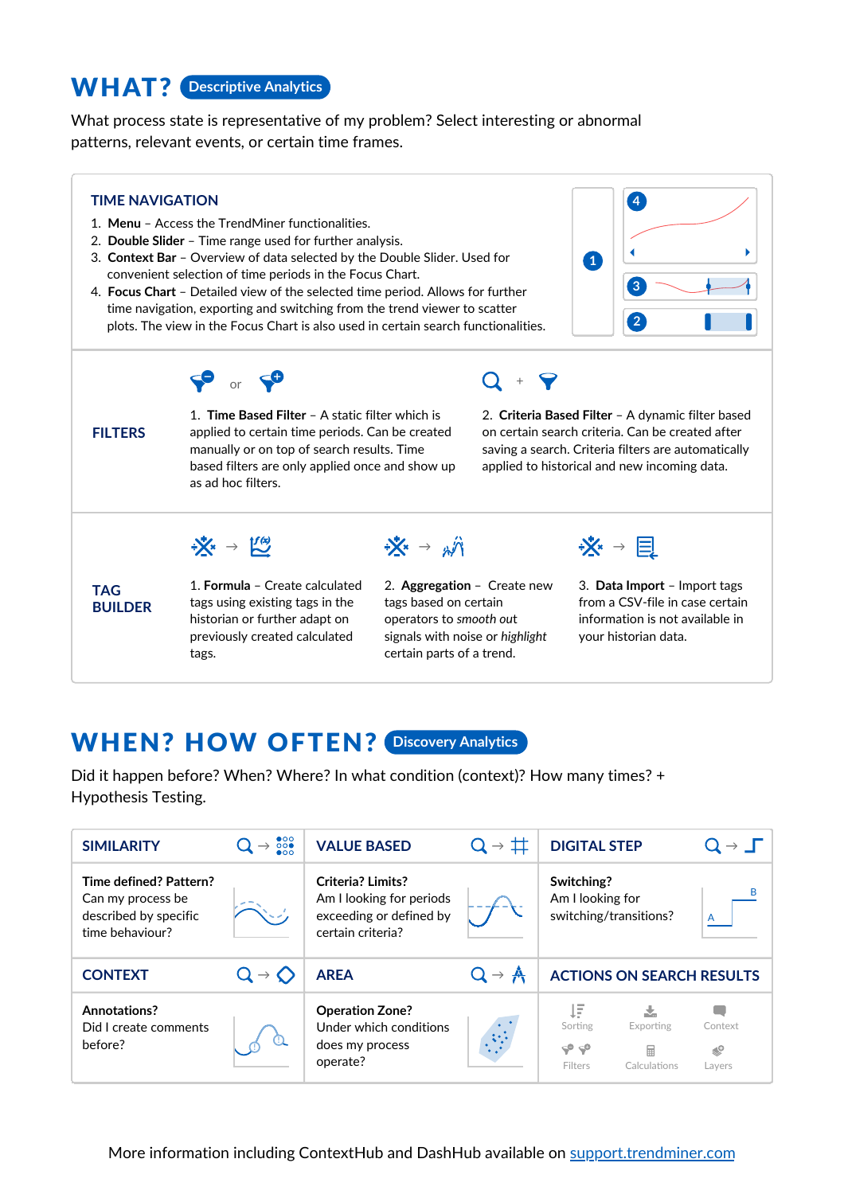# WHAT? Descriptive Analytics

What process state is representative of my problem? Select interesting or abnormal patterns, relevant events, or certain time frames.

## TIME NAVIGATION

1. **Menu** – Access the TrendMiner functionalities.
2. **Double Slider** – Time range used for further analysis.
3. **Context Bar** – Overview of data selected by the Double Slider. Used for convenient selection of time periods in the Focus Chart.
4. **Focus Chart** – Detailed view of the selected time period. Allows for further time navigation, exporting and switching from the trend viewer to scatter plots. The view in the Focus Chart is also used in certain search functionalities.

## FILTERS

1. **Time Based Filter** – A static filter which is applied to certain time periods. Can be created manually or on top of search results. Time based filters are only applied once and show up as ad hoc filters.

2. **Criteria Based Filter** – A dynamic filter based on certain search criteria. Can be created after saving a search. Criteria filters are automatically applied to historical and new incoming data.

## TAG BUILDER

1. **Formula** – Create calculated tags using existing tags in the historian or further adapt on previously created calculated tags.

2. **Aggregation** – Create new tags based on certain operators to *smooth out* signals with noise or *highlight* certain parts of a trend.

3. **Data Import** – Import tags from a CSV-file in case certain information is not available in your historian data.

# WHEN? HOW OFTEN? Discovery Analytics

Did it happen before? When? Where? In what condition (context)? How many times? + Hypothesis Testing.

### SIMILARITY

**Time defined? Pattern?**
Can my process be described by specific time behaviour?

### VALUE BASED

**Criteria? Limits?**
Am I looking for periods exceeding or defined by certain criteria?

### DIGITAL STEP

**Switching?**
Am I looking for switching/transitions?

### CONTEXT

**Annotations?**
Did I create comments before?

### AREA

**Operation Zone?**
Under which conditions does my process operate?

### ACTIONS ON SEARCH RESULTS

Sorting, Exporting, Context, Filters, Calculations, Layers

More information including ContextHub and DashHub available on support.trendminer.com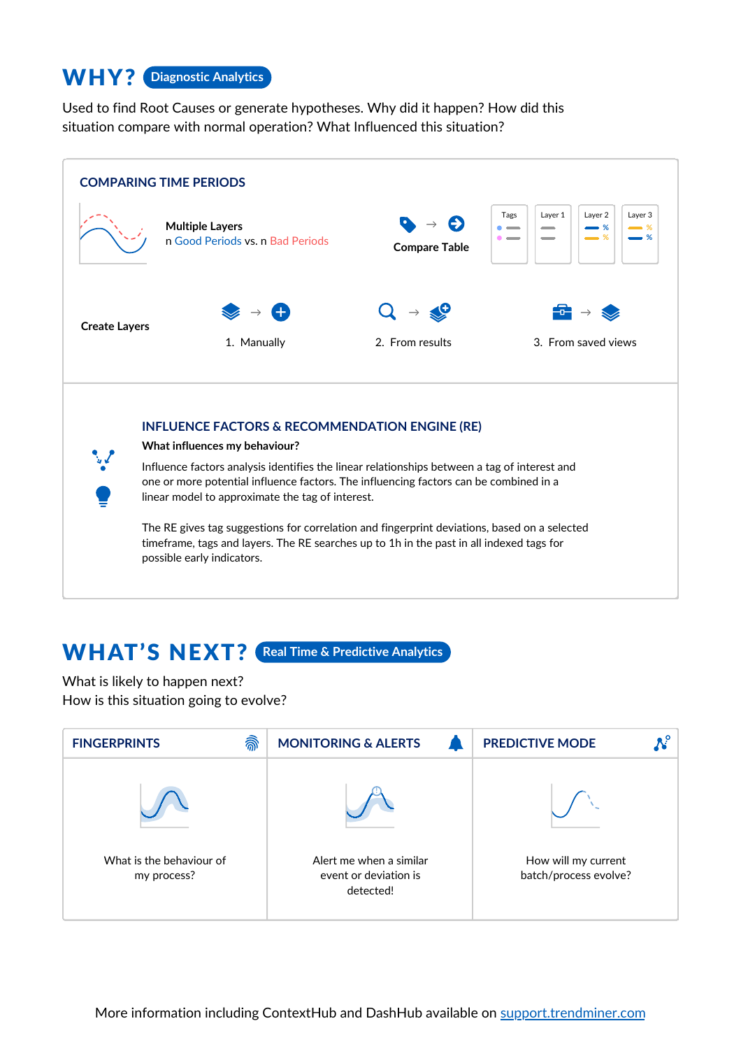# WHY? Diagnostic Analytics

Used to find Root Causes or generate hypotheses. Why did it happen? How did this situation compare with normal operation? What Influenced this situation?

## COMPARING TIME PERIODS

**Multiple Layers**
n Good Periods vs. n Bad Periods

**Compare Table**

Tags | Layer 1 | Layer 2 | Layer 3

**Create Layers**

1. Manually
2. From results
3. From saved views

## INFLUENCE FACTORS & RECOMMENDATION ENGINE (RE)

**What influences my behaviour?**

Influence factors analysis identifies the linear relationships between a tag of interest and one or more potential influence factors. The influencing factors can be combined in a linear model to approximate the tag of interest.

The RE gives tag suggestions for correlation and fingerprint deviations, based on a selected timeframe, tags and layers. The RE searches up to 1h in the past in all indexed tags for possible early indicators.

# WHAT'S NEXT? Real Time & Predictive Analytics

What is likely to happen next?
How is this situation going to evolve?

| FINGERPRINTS | MONITORING & ALERTS | PREDICTIVE MODE |
| --- | --- | --- |
| What is the behaviour of my process? | Alert me when a similar event or deviation is detected! | How will my current batch/process evolve? |

More information including ContextHub and DashHub available on [support.trendminer.com](https://support.trendminer.com)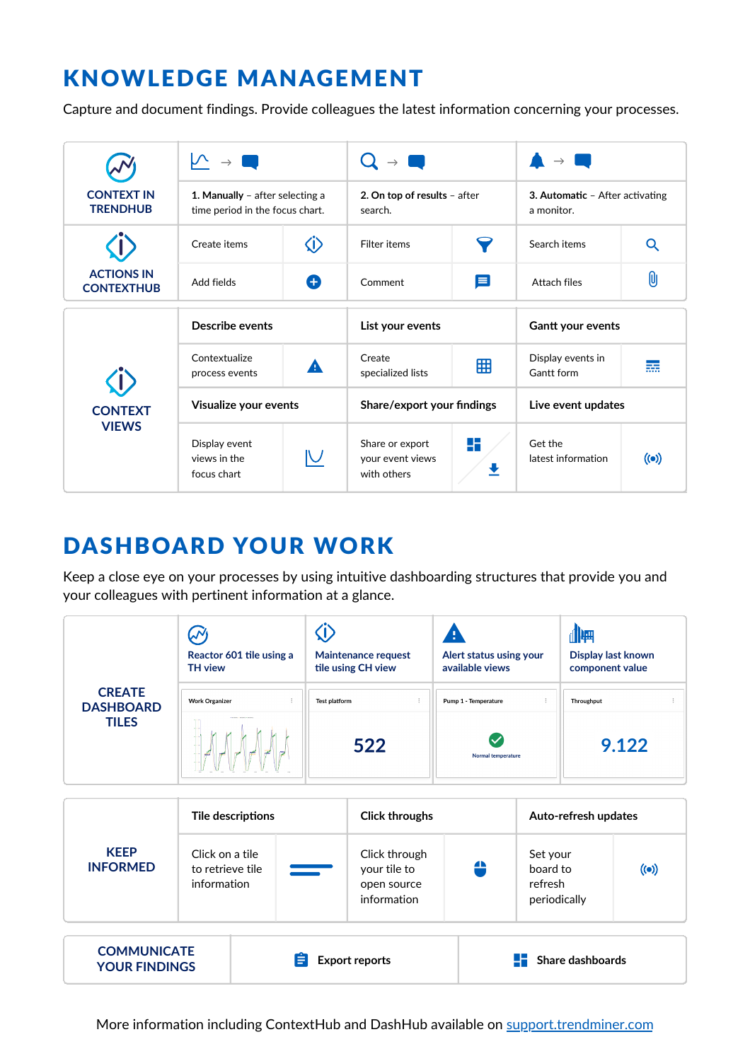# KNOWLEDGE MANAGEMENT

Capture and document findings. Provide colleagues the latest information concerning your processes.

| | | | |
|---|---|---|---|
| CONTEXT IN TRENDHUB | **1. Manually** – after selecting a time period in the focus chart. | **2. On top of results** – after search. | **3. Automatic** – After activating a monitor. |
| ACTIONS IN CONTEXTHUB | Create items | Filter items | Search items |
| | Add fields | Comment | Attach files |

| | | | |
|---|---|---|---|
| CONTEXT VIEWS | **Describe events** | **List your events** | **Gantt your events** |
| | Contextualize process events | Create specialized lists | Display events in Gantt form |
| | **Visualize your events** | **Share/export your findings** | **Live event updates** |
| | Display event views in the focus chart | Share or export your event views with others | Get the latest information |

# DASHBOARD YOUR WORK

Keep a close eye on your processes by using intuitive dashboarding structures that provide you and your colleagues with pertinent information at a glance.

| | | | | |
|---|---|---|---|---|
| CREATE DASHBOARD TILES | Reactor 601 tile using a TH view | Maintenance request tile using CH view | Alert status using your available views | Display last known component value |
| | Work Organizer | Test platform<br>522 | Pump 1 - Temperature<br>Normal temperature | Throughput<br>9.122 |

| | | | |
|---|---|---|---|
| KEEP INFORMED | **Tile descriptions** | **Click throughs** | **Auto-refresh updates** |
| | Click on a tile to retrieve tile information | Click through your tile to open source information | Set your board to refresh periodically |

| | | |
|---|---|---|
| COMMUNICATE YOUR FINDINGS | **Export reports** | **Share dashboards** |

More information including ContextHub and DashHub available on [support.trendminer.com](https://support.trendminer.com)